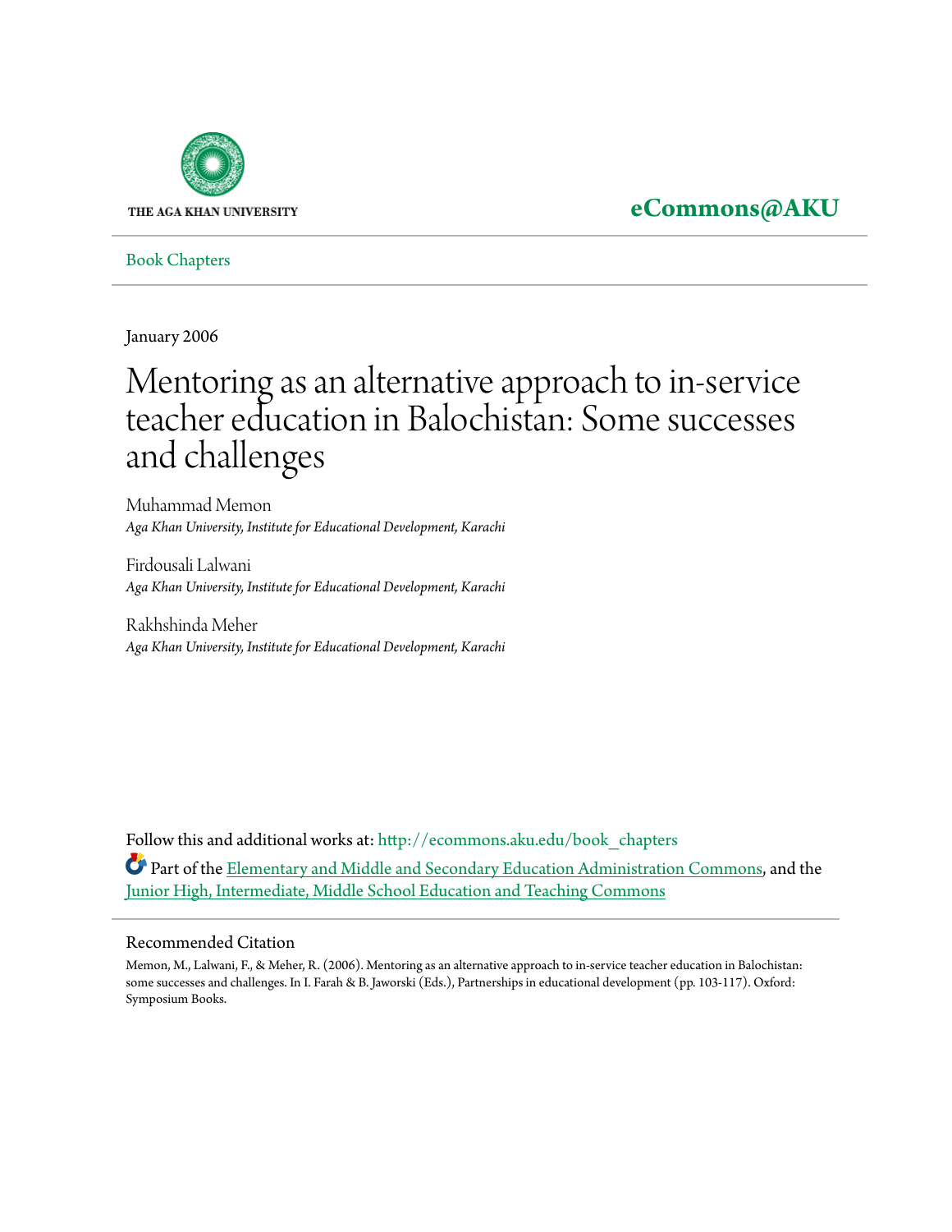THE AGA KHAN UNIVERSITY

**eCommons@AKU**

Book Chapters

January 2006

# Mentoring as an alternative approach to in-service teacher education in Balochistan: Some successes and challenges

Muhammad Memon
*Aga Khan University, Institute for Educational Development, Karachi*

Firdousali Lalwani
*Aga Khan University, Institute for Educational Development, Karachi*

Rakhshinda Meher
*Aga Khan University, Institute for Educational Development, Karachi*

Follow this and additional works at: http://ecommons.aku.edu/book_chapters

Part of the Elementary and Middle and Secondary Education Administration Commons, and the Junior High, Intermediate, Middle School Education and Teaching Commons

## Recommended Citation

Memon, M., Lalwani, F., & Meher, R. (2006). Mentoring as an alternative approach to in-service teacher education in Balochistan: some successes and challenges. In I. Farah & B. Jaworski (Eds.), Partnerships in educational development (pp. 103-117). Oxford: Symposium Books.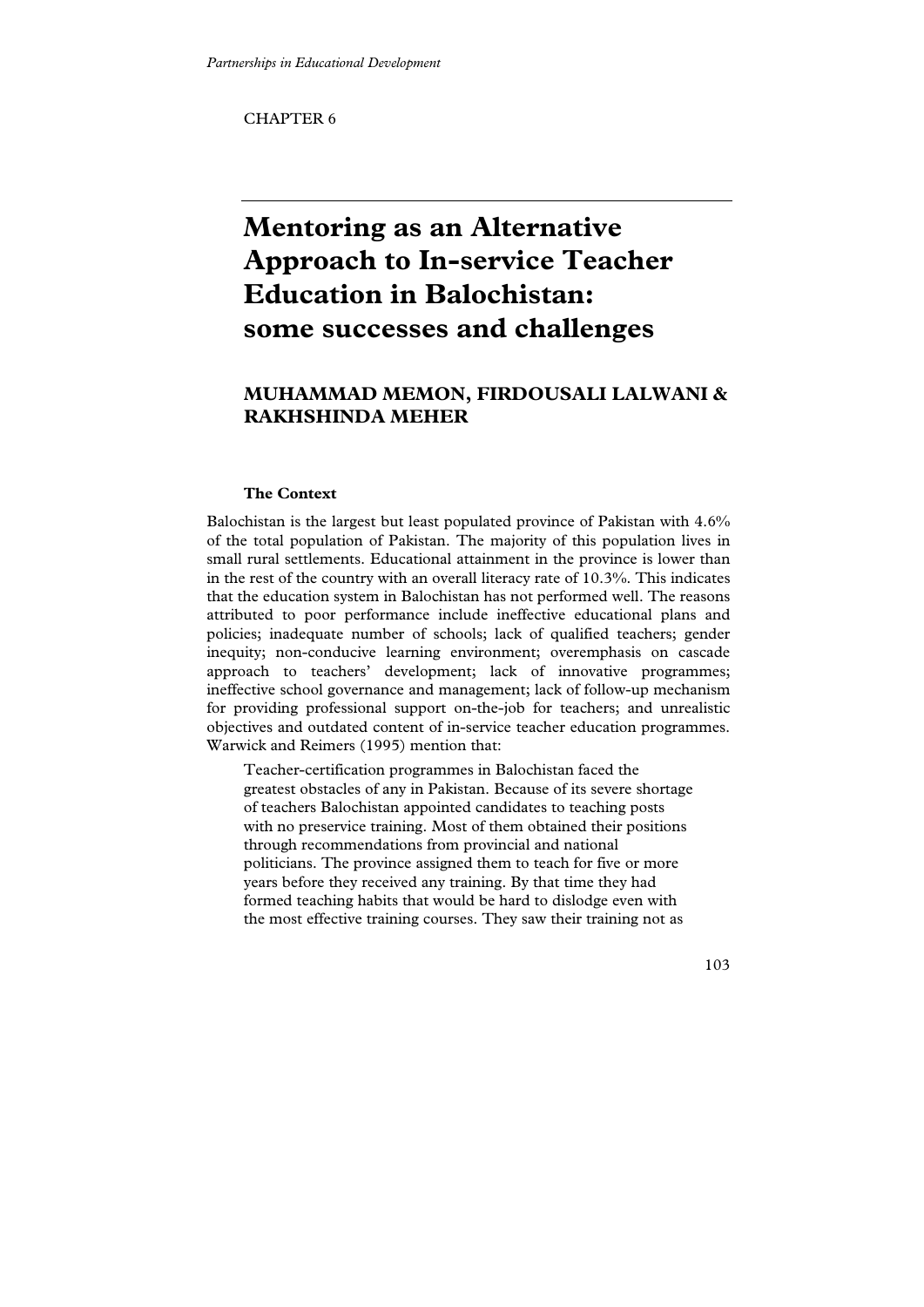CHAPTER 6

# Mentoring as an Alternative Approach to In-service Teacher Education in Balochistan: some successes and challenges

## MUHAMMAD MEMON, FIRDOUSALI LALWANI & RAKHSHINDA MEHER

### The Context

Balochistan is the largest but least populated province of Pakistan with 4.6% of the total population of Pakistan. The majority of this population lives in small rural settlements. Educational attainment in the province is lower than in the rest of the country with an overall literacy rate of 10.3%. This indicates that the education system in Balochistan has not performed well. The reasons attributed to poor performance include ineffective educational plans and policies; inadequate number of schools; lack of qualified teachers; gender inequity; non-conducive learning environment; overemphasis on cascade approach to teachers' development; lack of innovative programmes; ineffective school governance and management; lack of follow-up mechanism for providing professional support on-the-job for teachers; and unrealistic objectives and outdated content of in-service teacher education programmes. Warwick and Reimers (1995) mention that:

> Teacher-certification programmes in Balochistan faced the greatest obstacles of any in Pakistan. Because of its severe shortage of teachers Balochistan appointed candidates to teaching posts with no preservice training. Most of them obtained their positions through recommendations from provincial and national politicians. The province assigned them to teach for five or more years before they received any training. By that time they had formed teaching habits that would be hard to dislodge even with the most effective training courses. They saw their training not as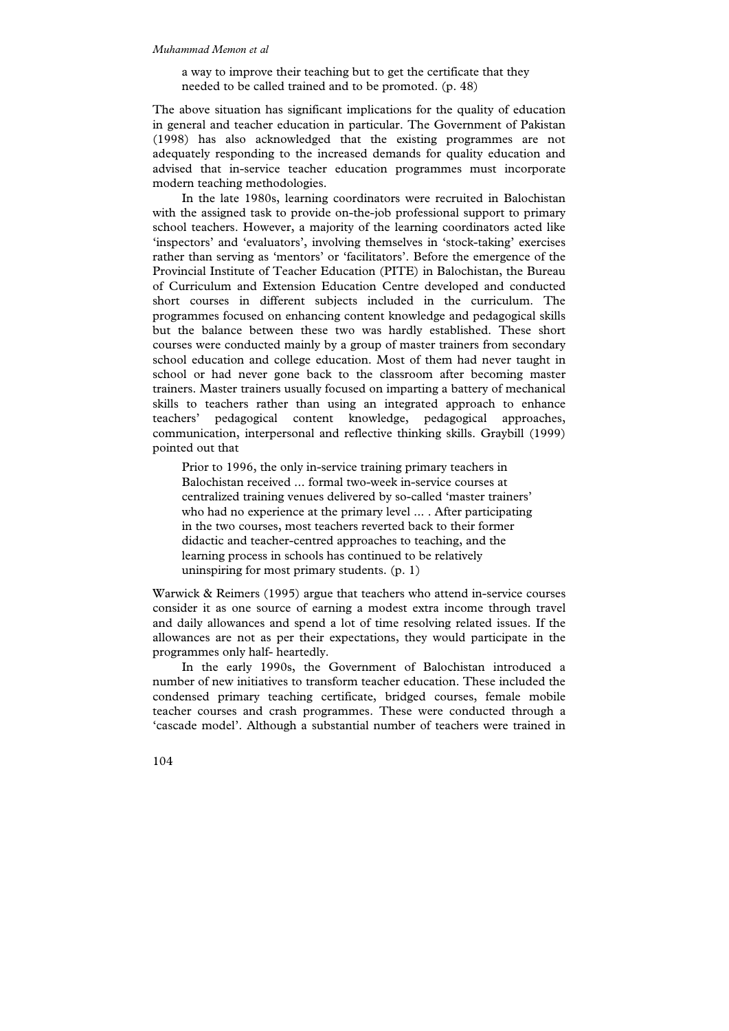> a way to improve their teaching but to get the certificate that they needed to be called trained and to be promoted. (p. 48)

The above situation has significant implications for the quality of education in general and teacher education in particular. The Government of Pakistan (1998) has also acknowledged that the existing programmes are not adequately responding to the increased demands for quality education and advised that in-service teacher education programmes must incorporate modern teaching methodologies.

In the late 1980s, learning coordinators were recruited in Balochistan with the assigned task to provide on-the-job professional support to primary school teachers. However, a majority of the learning coordinators acted like 'inspectors' and 'evaluators', involving themselves in 'stock-taking' exercises rather than serving as 'mentors' or 'facilitators'. Before the emergence of the Provincial Institute of Teacher Education (PITE) in Balochistan, the Bureau of Curriculum and Extension Education Centre developed and conducted short courses in different subjects included in the curriculum. The programmes focused on enhancing content knowledge and pedagogical skills but the balance between these two was hardly established. These short courses were conducted mainly by a group of master trainers from secondary school education and college education. Most of them had never taught in school or had never gone back to the classroom after becoming master trainers. Master trainers usually focused on imparting a battery of mechanical skills to teachers rather than using an integrated approach to enhance teachers' pedagogical content knowledge, pedagogical approaches, communication, interpersonal and reflective thinking skills. Graybill (1999) pointed out that

> Prior to 1996, the only in-service training primary teachers in Balochistan received ... formal two-week in-service courses at centralized training venues delivered by so-called 'master trainers' who had no experience at the primary level ... . After participating in the two courses, most teachers reverted back to their former didactic and teacher-centred approaches to teaching, and the learning process in schools has continued to be relatively uninspiring for most primary students. (p. 1)

Warwick & Reimers (1995) argue that teachers who attend in-service courses consider it as one source of earning a modest extra income through travel and daily allowances and spend a lot of time resolving related issues. If the allowances are not as per their expectations, they would participate in the programmes only half- heartedly.

In the early 1990s, the Government of Balochistan introduced a number of new initiatives to transform teacher education. These included the condensed primary teaching certificate, bridged courses, female mobile teacher courses and crash programmes. These were conducted through a 'cascade model'. Although a substantial number of teachers were trained in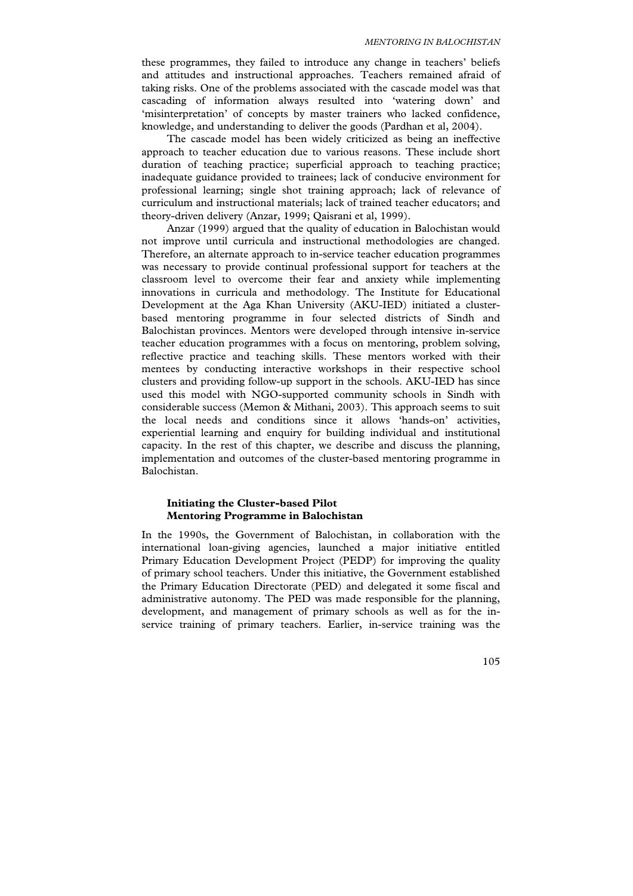these programmes, they failed to introduce any change in teachers' beliefs and attitudes and instructional approaches. Teachers remained afraid of taking risks. One of the problems associated with the cascade model was that cascading of information always resulted into 'watering down' and 'misinterpretation' of concepts by master trainers who lacked confidence, knowledge, and understanding to deliver the goods (Pardhan et al, 2004).

The cascade model has been widely criticized as being an ineffective approach to teacher education due to various reasons. These include short duration of teaching practice; superficial approach to teaching practice; inadequate guidance provided to trainees; lack of conducive environment for professional learning; single shot training approach; lack of relevance of curriculum and instructional materials; lack of trained teacher educators; and theory-driven delivery (Anzar, 1999; Qaisrani et al, 1999).

Anzar (1999) argued that the quality of education in Balochistan would not improve until curricula and instructional methodologies are changed. Therefore, an alternate approach to in-service teacher education programmes was necessary to provide continual professional support for teachers at the classroom level to overcome their fear and anxiety while implementing innovations in curricula and methodology. The Institute for Educational Development at the Aga Khan University (AKU-IED) initiated a cluster-based mentoring programme in four selected districts of Sindh and Balochistan provinces. Mentors were developed through intensive in-service teacher education programmes with a focus on mentoring, problem solving, reflective practice and teaching skills. These mentors worked with their mentees by conducting interactive workshops in their respective school clusters and providing follow-up support in the schools. AKU-IED has since used this model with NGO-supported community schools in Sindh with considerable success (Memon & Mithani, 2003). This approach seems to suit the local needs and conditions since it allows 'hands-on' activities, experiential learning and enquiry for building individual and institutional capacity. In the rest of this chapter, we describe and discuss the planning, implementation and outcomes of the cluster-based mentoring programme in Balochistan.

## Initiating the Cluster-based Pilot Mentoring Programme in Balochistan

In the 1990s, the Government of Balochistan, in collaboration with the international loan-giving agencies, launched a major initiative entitled Primary Education Development Project (PEDP) for improving the quality of primary school teachers. Under this initiative, the Government established the Primary Education Directorate (PED) and delegated it some fiscal and administrative autonomy. The PED was made responsible for the planning, development, and management of primary schools as well as for the in-service training of primary teachers. Earlier, in-service training was the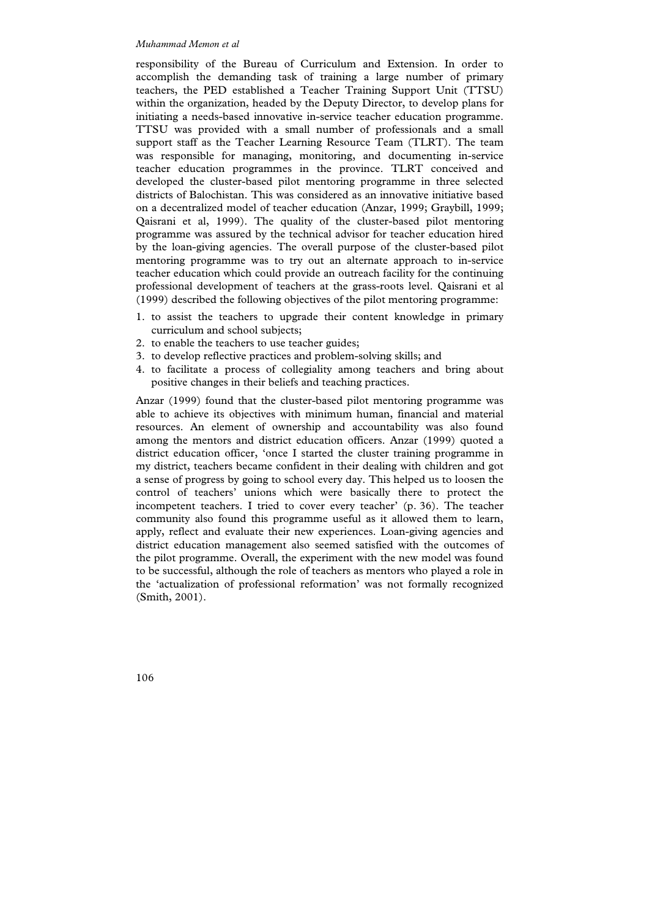responsibility of the Bureau of Curriculum and Extension. In order to accomplish the demanding task of training a large number of primary teachers, the PED established a Teacher Training Support Unit (TTSU) within the organization, headed by the Deputy Director, to develop plans for initiating a needs-based innovative in-service teacher education programme. TTSU was provided with a small number of professionals and a small support staff as the Teacher Learning Resource Team (TLRT). The team was responsible for managing, monitoring, and documenting in-service teacher education programmes in the province. TLRT conceived and developed the cluster-based pilot mentoring programme in three selected districts of Balochistan. This was considered as an innovative initiative based on a decentralized model of teacher education (Anzar, 1999; Graybill, 1999; Qaisrani et al, 1999). The quality of the cluster-based pilot mentoring programme was assured by the technical advisor for teacher education hired by the loan-giving agencies. The overall purpose of the cluster-based pilot mentoring programme was to try out an alternate approach to in-service teacher education which could provide an outreach facility for the continuing professional development of teachers at the grass-roots level. Qaisrani et al (1999) described the following objectives of the pilot mentoring programme:

1. to assist the teachers to upgrade their content knowledge in primary curriculum and school subjects;
2. to enable the teachers to use teacher guides;
3. to develop reflective practices and problem-solving skills; and
4. to facilitate a process of collegiality among teachers and bring about positive changes in their beliefs and teaching practices.

Anzar (1999) found that the cluster-based pilot mentoring programme was able to achieve its objectives with minimum human, financial and material resources. An element of ownership and accountability was also found among the mentors and district education officers. Anzar (1999) quoted a district education officer, 'once I started the cluster training programme in my district, teachers became confident in their dealing with children and got a sense of progress by going to school every day. This helped us to loosen the control of teachers' unions which were basically there to protect the incompetent teachers. I tried to cover every teacher' (p. 36). The teacher community also found this programme useful as it allowed them to learn, apply, reflect and evaluate their new experiences. Loan-giving agencies and district education management also seemed satisfied with the outcomes of the pilot programme. Overall, the experiment with the new model was found to be successful, although the role of teachers as mentors who played a role in the 'actualization of professional reformation' was not formally recognized (Smith, 2001).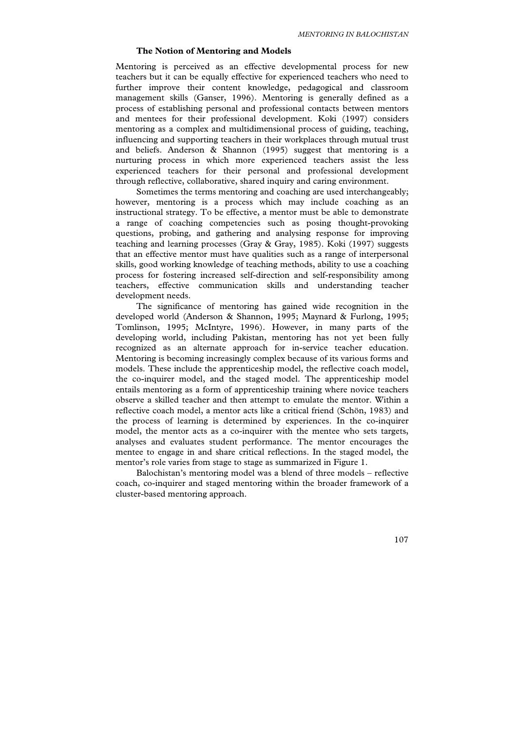### The Notion of Mentoring and Models

Mentoring is perceived as an effective developmental process for new teachers but it can be equally effective for experienced teachers who need to further improve their content knowledge, pedagogical and classroom management skills (Ganser, 1996). Mentoring is generally defined as a process of establishing personal and professional contacts between mentors and mentees for their professional development. Koki (1997) considers mentoring as a complex and multidimensional process of guiding, teaching, influencing and supporting teachers in their workplaces through mutual trust and beliefs. Anderson & Shannon (1995) suggest that mentoring is a nurturing process in which more experienced teachers assist the less experienced teachers for their personal and professional development through reflective, collaborative, shared inquiry and caring environment.

Sometimes the terms mentoring and coaching are used interchangeably; however, mentoring is a process which may include coaching as an instructional strategy. To be effective, a mentor must be able to demonstrate a range of coaching competencies such as posing thought-provoking questions, probing, and gathering and analysing response for improving teaching and learning processes (Gray & Gray, 1985). Koki (1997) suggests that an effective mentor must have qualities such as a range of interpersonal skills, good working knowledge of teaching methods, ability to use a coaching process for fostering increased self-direction and self-responsibility among teachers, effective communication skills and understanding teacher development needs.

The significance of mentoring has gained wide recognition in the developed world (Anderson & Shannon, 1995; Maynard & Furlong, 1995; Tomlinson, 1995; McIntyre, 1996). However, in many parts of the developing world, including Pakistan, mentoring has not yet been fully recognized as an alternate approach for in-service teacher education. Mentoring is becoming increasingly complex because of its various forms and models. These include the apprenticeship model, the reflective coach model, the co-inquirer model, and the staged model. The apprenticeship model entails mentoring as a form of apprenticeship training where novice teachers observe a skilled teacher and then attempt to emulate the mentor. Within a reflective coach model, a mentor acts like a critical friend (Schön, 1983) and the process of learning is determined by experiences. In the co-inquirer model, the mentor acts as a co-inquirer with the mentee who sets targets, analyses and evaluates student performance. The mentor encourages the mentee to engage in and share critical reflections. In the staged model, the mentor's role varies from stage to stage as summarized in Figure 1.

Balochistan's mentoring model was a blend of three models – reflective coach, co-inquirer and staged mentoring within the broader framework of a cluster-based mentoring approach.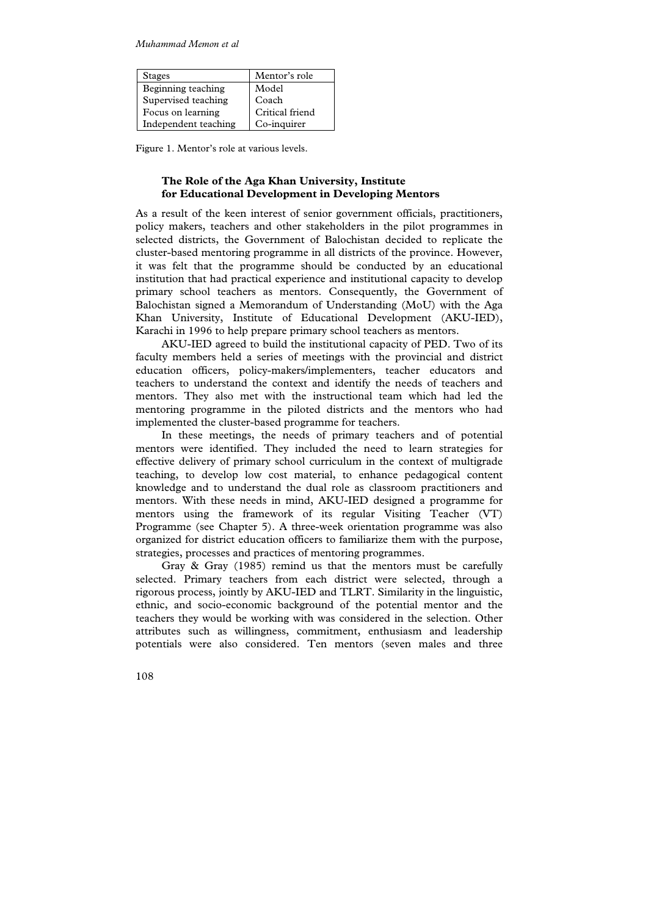| Stages | Mentor's role |
|---|---|
| Beginning teaching | Model |
| Supervised teaching | Coach |
| Focus on learning | Critical friend |
| Independent teaching | Co-inquirer |

Figure 1. Mentor's role at various levels.

### The Role of the Aga Khan University, Institute for Educational Development in Developing Mentors

As a result of the keen interest of senior government officials, practitioners, policy makers, teachers and other stakeholders in the pilot programmes in selected districts, the Government of Balochistan decided to replicate the cluster-based mentoring programme in all districts of the province. However, it was felt that the programme should be conducted by an educational institution that had practical experience and institutional capacity to develop primary school teachers as mentors. Consequently, the Government of Balochistan signed a Memorandum of Understanding (MoU) with the Aga Khan University, Institute of Educational Development (AKU-IED), Karachi in 1996 to help prepare primary school teachers as mentors.

AKU-IED agreed to build the institutional capacity of PED. Two of its faculty members held a series of meetings with the provincial and district education officers, policy-makers/implementers, teacher educators and teachers to understand the context and identify the needs of teachers and mentors. They also met with the instructional team which had led the mentoring programme in the piloted districts and the mentors who had implemented the cluster-based programme for teachers.

In these meetings, the needs of primary teachers and of potential mentors were identified. They included the need to learn strategies for effective delivery of primary school curriculum in the context of multigrade teaching, to develop low cost material, to enhance pedagogical content knowledge and to understand the dual role as classroom practitioners and mentors. With these needs in mind, AKU-IED designed a programme for mentors using the framework of its regular Visiting Teacher (VT) Programme (see Chapter 5). A three-week orientation programme was also organized for district education officers to familiarize them with the purpose, strategies, processes and practices of mentoring programmes.

Gray & Gray (1985) remind us that the mentors must be carefully selected. Primary teachers from each district were selected, through a rigorous process, jointly by AKU-IED and TLRT. Similarity in the linguistic, ethnic, and socio-economic background of the potential mentor and the teachers they would be working with was considered in the selection. Other attributes such as willingness, commitment, enthusiasm and leadership potentials were also considered. Ten mentors (seven males and three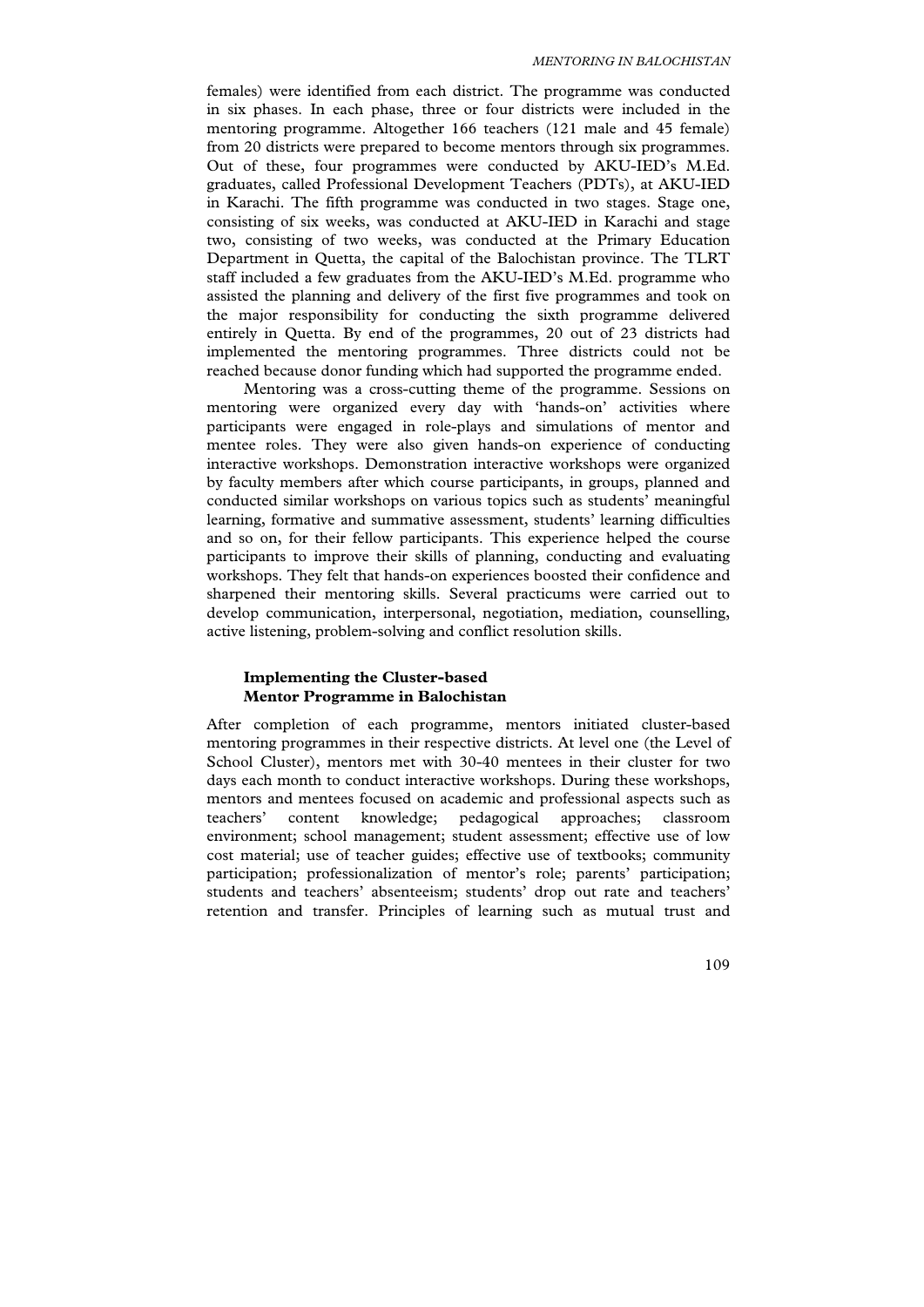females) were identified from each district. The programme was conducted in six phases. In each phase, three or four districts were included in the mentoring programme. Altogether 166 teachers (121 male and 45 female) from 20 districts were prepared to become mentors through six programmes. Out of these, four programmes were conducted by AKU-IED's M.Ed. graduates, called Professional Development Teachers (PDTs), at AKU-IED in Karachi. The fifth programme was conducted in two stages. Stage one, consisting of six weeks, was conducted at AKU-IED in Karachi and stage two, consisting of two weeks, was conducted at the Primary Education Department in Quetta, the capital of the Balochistan province. The TLRT staff included a few graduates from the AKU-IED's M.Ed. programme who assisted the planning and delivery of the first five programmes and took on the major responsibility for conducting the sixth programme delivered entirely in Quetta. By end of the programmes, 20 out of 23 districts had implemented the mentoring programmes. Three districts could not be reached because donor funding which had supported the programme ended.

Mentoring was a cross-cutting theme of the programme. Sessions on mentoring were organized every day with 'hands-on' activities where participants were engaged in role-plays and simulations of mentor and mentee roles. They were also given hands-on experience of conducting interactive workshops. Demonstration interactive workshops were organized by faculty members after which course participants, in groups, planned and conducted similar workshops on various topics such as students' meaningful learning, formative and summative assessment, students' learning difficulties and so on, for their fellow participants. This experience helped the course participants to improve their skills of planning, conducting and evaluating workshops. They felt that hands-on experiences boosted their confidence and sharpened their mentoring skills. Several practicums were carried out to develop communication, interpersonal, negotiation, mediation, counselling, active listening, problem-solving and conflict resolution skills.

## Implementing the Cluster-based Mentor Programme in Balochistan

After completion of each programme, mentors initiated cluster-based mentoring programmes in their respective districts. At level one (the Level of School Cluster), mentors met with 30-40 mentees in their cluster for two days each month to conduct interactive workshops. During these workshops, mentors and mentees focused on academic and professional aspects such as teachers' content knowledge; pedagogical approaches; classroom environment; school management; student assessment; effective use of low cost material; use of teacher guides; effective use of textbooks; community participation; professionalization of mentor's role; parents' participation; students and teachers' absenteeism; students' drop out rate and teachers' retention and transfer. Principles of learning such as mutual trust and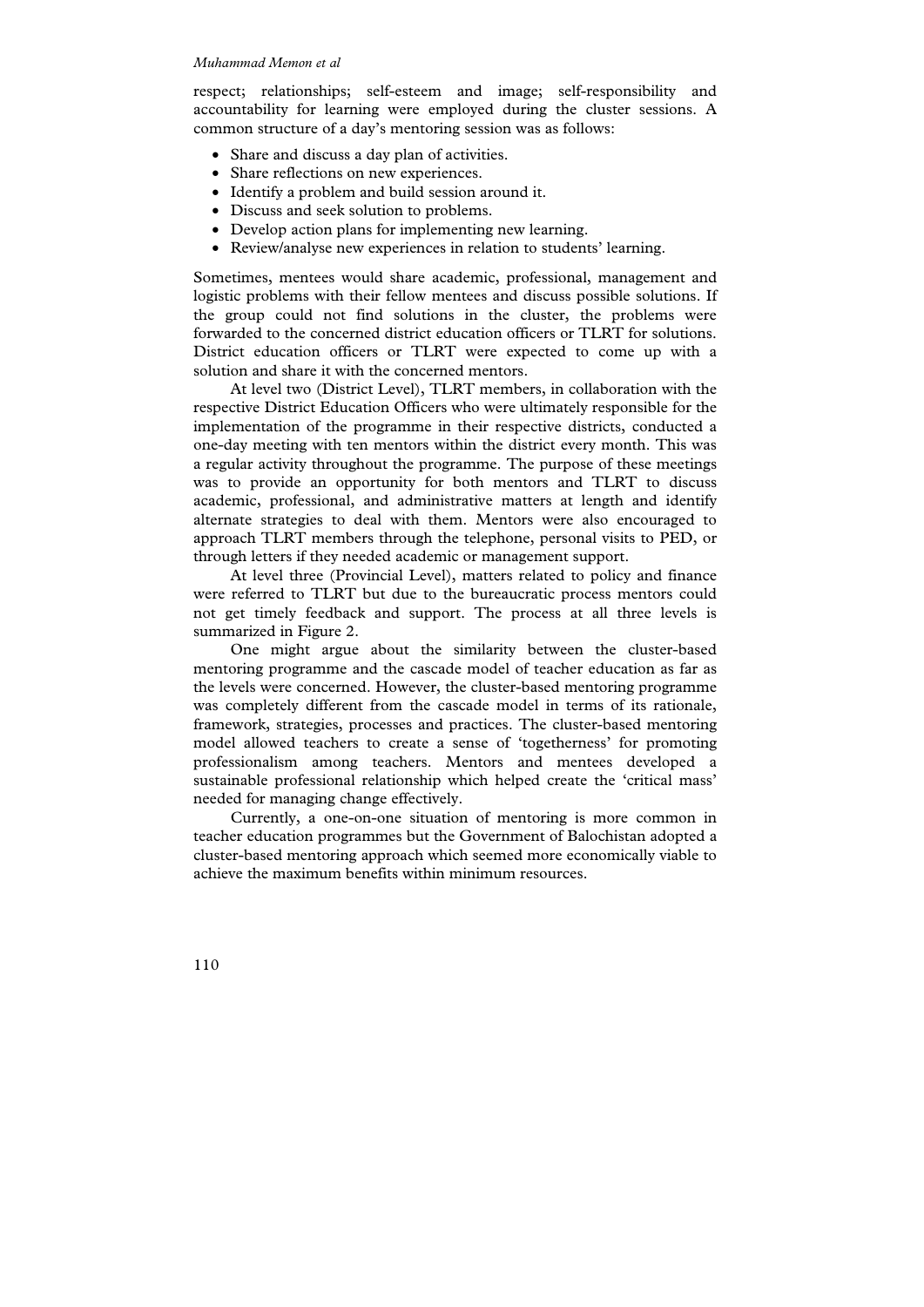respect; relationships; self-esteem and image; self-responsibility and accountability for learning were employed during the cluster sessions. A common structure of a day's mentoring session was as follows:

- Share and discuss a day plan of activities.
- Share reflections on new experiences.
- Identify a problem and build session around it.
- Discuss and seek solution to problems.
- Develop action plans for implementing new learning.
- Review/analyse new experiences in relation to students' learning.

Sometimes, mentees would share academic, professional, management and logistic problems with their fellow mentees and discuss possible solutions. If the group could not find solutions in the cluster, the problems were forwarded to the concerned district education officers or TLRT for solutions. District education officers or TLRT were expected to come up with a solution and share it with the concerned mentors.

At level two (District Level), TLRT members, in collaboration with the respective District Education Officers who were ultimately responsible for the implementation of the programme in their respective districts, conducted a one-day meeting with ten mentors within the district every month. This was a regular activity throughout the programme. The purpose of these meetings was to provide an opportunity for both mentors and TLRT to discuss academic, professional, and administrative matters at length and identify alternate strategies to deal with them. Mentors were also encouraged to approach TLRT members through the telephone, personal visits to PED, or through letters if they needed academic or management support.

At level three (Provincial Level), matters related to policy and finance were referred to TLRT but due to the bureaucratic process mentors could not get timely feedback and support. The process at all three levels is summarized in Figure 2.

One might argue about the similarity between the cluster-based mentoring programme and the cascade model of teacher education as far as the levels were concerned. However, the cluster-based mentoring programme was completely different from the cascade model in terms of its rationale, framework, strategies, processes and practices. The cluster-based mentoring model allowed teachers to create a sense of 'togetherness' for promoting professionalism among teachers. Mentors and mentees developed a sustainable professional relationship which helped create the 'critical mass' needed for managing change effectively.

Currently, a one-on-one situation of mentoring is more common in teacher education programmes but the Government of Balochistan adopted a cluster-based mentoring approach which seemed more economically viable to achieve the maximum benefits within minimum resources.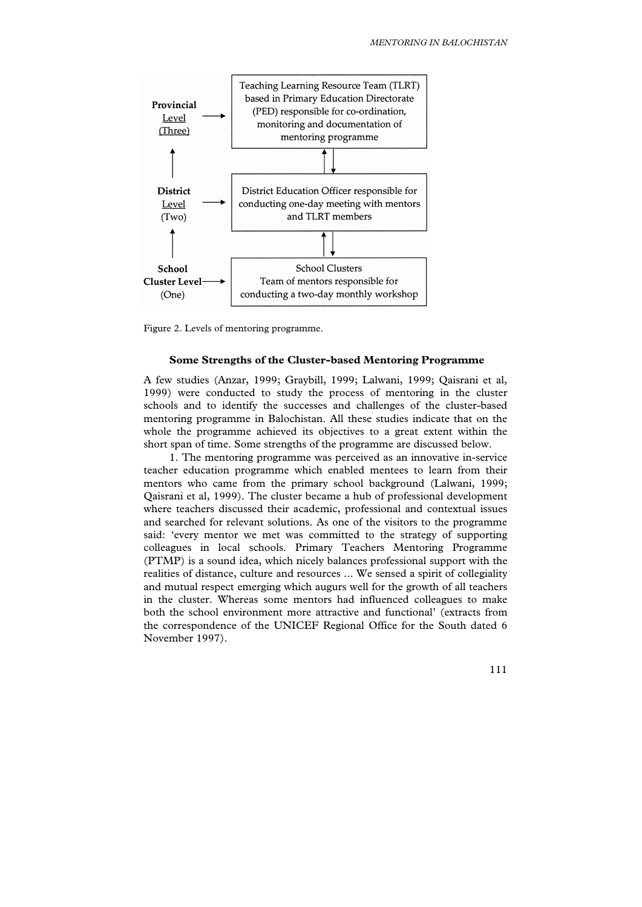| | | |
|---|---|---|
| **Provincial** Level (Three) | → | Teaching Learning Resource Team (TLRT) based in Primary Education Directorate (PED) responsible for co-ordination, monitoring and documentation of mentoring programme |
| ↑ | | ↑↓ |
| **District** Level (Two) | → | District Education Officer responsible for conducting one-day meeting with mentors and TLRT members |
| ↑ | | ↑↓ |
| **School Cluster Level** (One) | → | School Clusters Team of mentors responsible for conducting a two-day monthly workshop |

Figure 2. Levels of mentoring programme.

### Some Strengths of the Cluster-based Mentoring Programme

A few studies (Anzar, 1999; Graybill, 1999; Lalwani, 1999; Qaisrani et al, 1999) were conducted to study the process of mentoring in the cluster schools and to identify the successes and challenges of the cluster-based mentoring programme in Balochistan. All these studies indicate that on the whole the programme achieved its objectives to a great extent within the short span of time. Some strengths of the programme are discussed below.

1. The mentoring programme was perceived as an innovative in-service teacher education programme which enabled mentees to learn from their mentors who came from the primary school background (Lalwani, 1999; Qaisrani et al, 1999). The cluster became a hub of professional development where teachers discussed their academic, professional and contextual issues and searched for relevant solutions. As one of the visitors to the programme said: 'every mentor we met was committed to the strategy of supporting colleagues in local schools. Primary Teachers Mentoring Programme (PTMP) is a sound idea, which nicely balances professional support with the realities of distance, culture and resources ... We sensed a spirit of collegiality and mutual respect emerging which augurs well for the growth of all teachers in the cluster. Whereas some mentors had influenced colleagues to make both the school environment more attractive and functional' (extracts from the correspondence of the UNICEF Regional Office for the South dated 6 November 1997).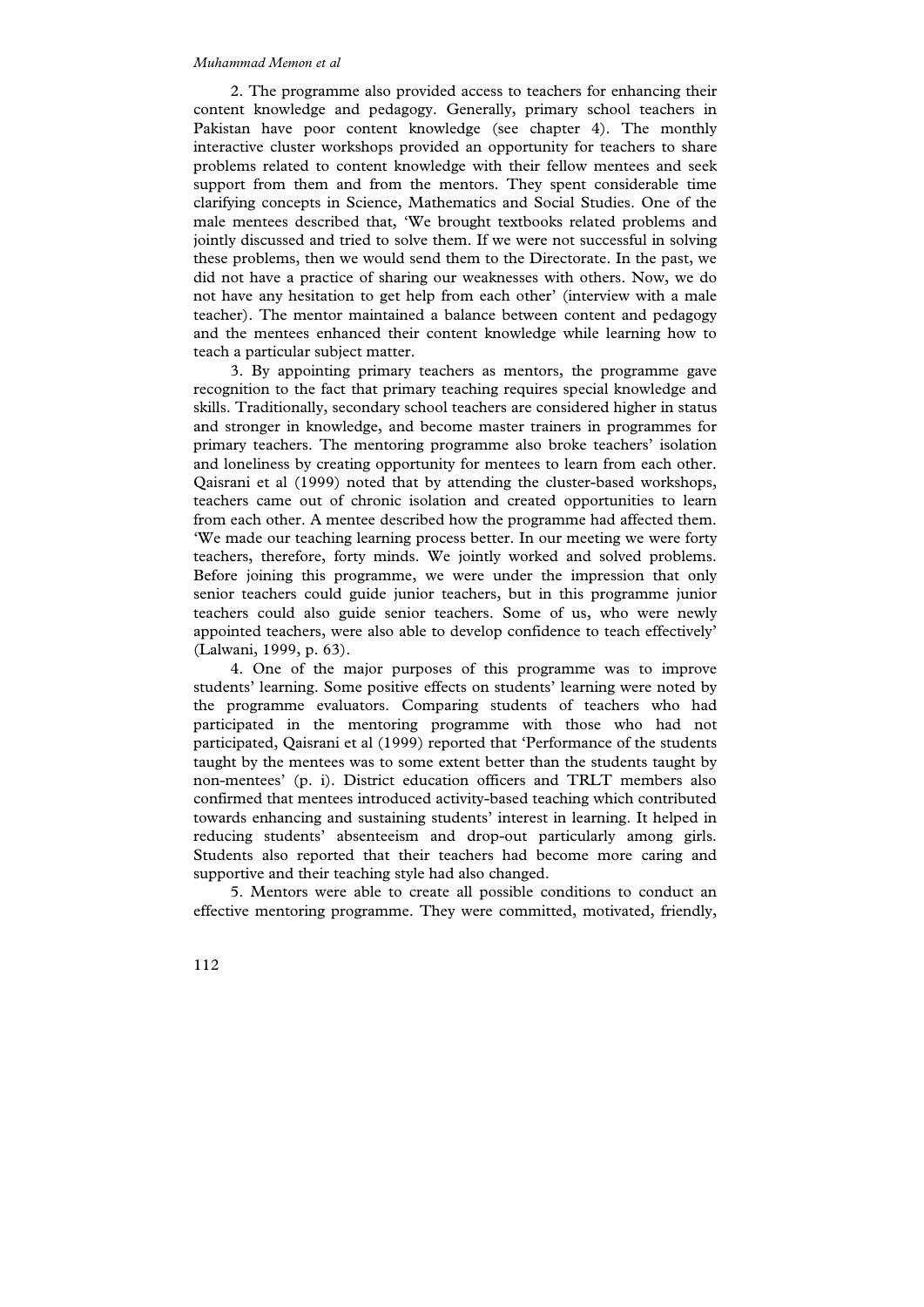2. The programme also provided access to teachers for enhancing their content knowledge and pedagogy. Generally, primary school teachers in Pakistan have poor content knowledge (see chapter 4). The monthly interactive cluster workshops provided an opportunity for teachers to share problems related to content knowledge with their fellow mentees and seek support from them and from the mentors. They spent considerable time clarifying concepts in Science, Mathematics and Social Studies. One of the male mentees described that, 'We brought textbooks related problems and jointly discussed and tried to solve them. If we were not successful in solving these problems, then we would send them to the Directorate. In the past, we did not have a practice of sharing our weaknesses with others. Now, we do not have any hesitation to get help from each other' (interview with a male teacher). The mentor maintained a balance between content and pedagogy and the mentees enhanced their content knowledge while learning how to teach a particular subject matter.

3. By appointing primary teachers as mentors, the programme gave recognition to the fact that primary teaching requires special knowledge and skills. Traditionally, secondary school teachers are considered higher in status and stronger in knowledge, and become master trainers in programmes for primary teachers. The mentoring programme also broke teachers' isolation and loneliness by creating opportunity for mentees to learn from each other. Qaisrani et al (1999) noted that by attending the cluster-based workshops, teachers came out of chronic isolation and created opportunities to learn from each other. A mentee described how the programme had affected them. 'We made our teaching learning process better. In our meeting we were forty teachers, therefore, forty minds. We jointly worked and solved problems. Before joining this programme, we were under the impression that only senior teachers could guide junior teachers, but in this programme junior teachers could also guide senior teachers. Some of us, who were newly appointed teachers, were also able to develop confidence to teach effectively' (Lalwani, 1999, p. 63).

4. One of the major purposes of this programme was to improve students' learning. Some positive effects on students' learning were noted by the programme evaluators. Comparing students of teachers who had participated in the mentoring programme with those who had not participated, Qaisrani et al (1999) reported that 'Performance of the students taught by the mentees was to some extent better than the students taught by non-mentees' (p. i). District education officers and TRLT members also confirmed that mentees introduced activity-based teaching which contributed towards enhancing and sustaining students' interest in learning. It helped in reducing students' absenteeism and drop-out particularly among girls. Students also reported that their teachers had become more caring and supportive and their teaching style had also changed.

5. Mentors were able to create all possible conditions to conduct an effective mentoring programme. They were committed, motivated, friendly,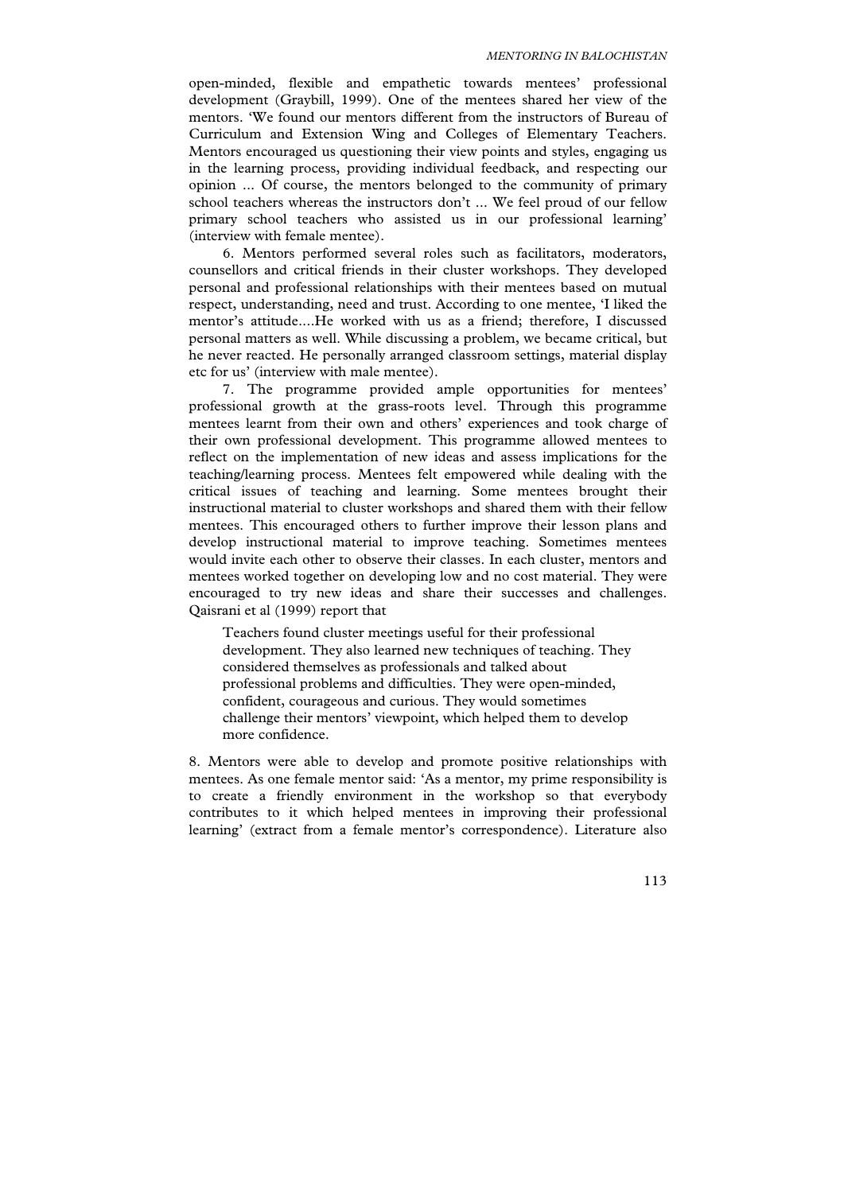open-minded, flexible and empathetic towards mentees' professional development (Graybill, 1999). One of the mentees shared her view of the mentors. 'We found our mentors different from the instructors of Bureau of Curriculum and Extension Wing and Colleges of Elementary Teachers. Mentors encouraged us questioning their view points and styles, engaging us in the learning process, providing individual feedback, and respecting our opinion ... Of course, the mentors belonged to the community of primary school teachers whereas the instructors don't ... We feel proud of our fellow primary school teachers who assisted us in our professional learning' (interview with female mentee).

6. Mentors performed several roles such as facilitators, moderators, counsellors and critical friends in their cluster workshops. They developed personal and professional relationships with their mentees based on mutual respect, understanding, need and trust. According to one mentee, 'I liked the mentor's attitude....He worked with us as a friend; therefore, I discussed personal matters as well. While discussing a problem, we became critical, but he never reacted. He personally arranged classroom settings, material display etc for us' (interview with male mentee).

7. The programme provided ample opportunities for mentees' professional growth at the grass-roots level. Through this programme mentees learnt from their own and others' experiences and took charge of their own professional development. This programme allowed mentees to reflect on the implementation of new ideas and assess implications for the teaching/learning process. Mentees felt empowered while dealing with the critical issues of teaching and learning. Some mentees brought their instructional material to cluster workshops and shared them with their fellow mentees. This encouraged others to further improve their lesson plans and develop instructional material to improve teaching. Sometimes mentees would invite each other to observe their classes. In each cluster, mentors and mentees worked together on developing low and no cost material. They were encouraged to try new ideas and share their successes and challenges. Qaisrani et al (1999) report that

> Teachers found cluster meetings useful for their professional development. They also learned new techniques of teaching. They considered themselves as professionals and talked about professional problems and difficulties. They were open-minded, confident, courageous and curious. They would sometimes challenge their mentors' viewpoint, which helped them to develop more confidence.

8. Mentors were able to develop and promote positive relationships with mentees. As one female mentor said: 'As a mentor, my prime responsibility is to create a friendly environment in the workshop so that everybody contributes to it which helped mentees in improving their professional learning' (extract from a female mentor's correspondence). Literature also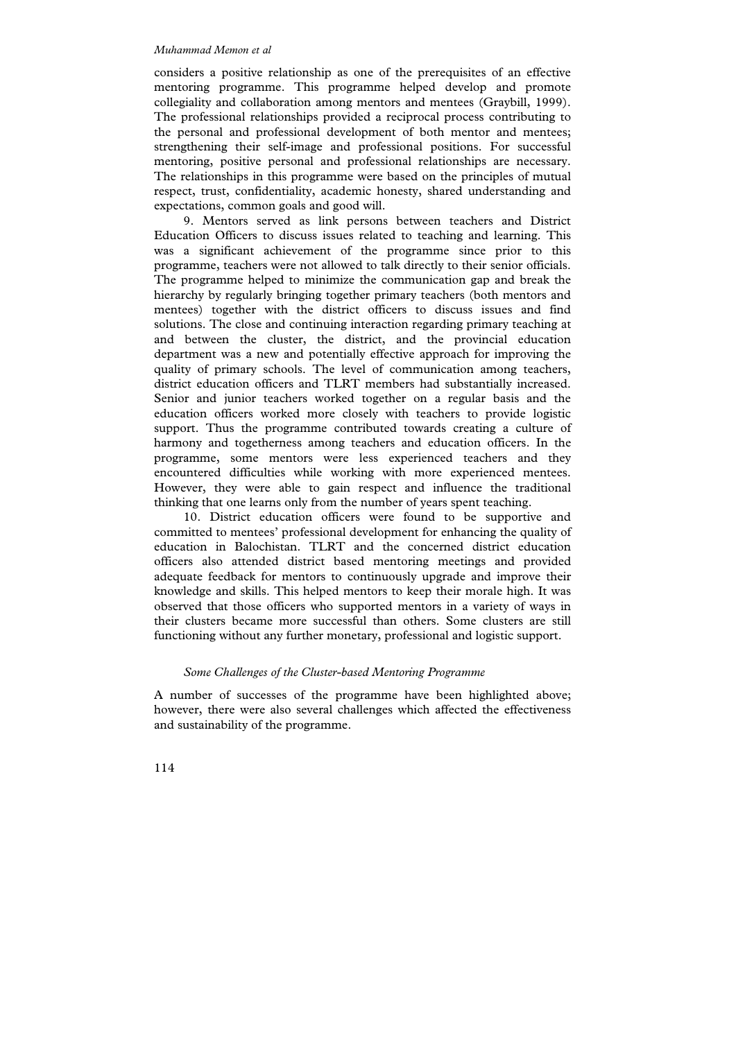considers a positive relationship as one of the prerequisites of an effective mentoring programme. This programme helped develop and promote collegiality and collaboration among mentors and mentees (Graybill, 1999). The professional relationships provided a reciprocal process contributing to the personal and professional development of both mentor and mentees; strengthening their self-image and professional positions. For successful mentoring, positive personal and professional relationships are necessary. The relationships in this programme were based on the principles of mutual respect, trust, confidentiality, academic honesty, shared understanding and expectations, common goals and good will.

9. Mentors served as link persons between teachers and District Education Officers to discuss issues related to teaching and learning. This was a significant achievement of the programme since prior to this programme, teachers were not allowed to talk directly to their senior officials. The programme helped to minimize the communication gap and break the hierarchy by regularly bringing together primary teachers (both mentors and mentees) together with the district officers to discuss issues and find solutions. The close and continuing interaction regarding primary teaching at and between the cluster, the district, and the provincial education department was a new and potentially effective approach for improving the quality of primary schools. The level of communication among teachers, district education officers and TLRT members had substantially increased. Senior and junior teachers worked together on a regular basis and the education officers worked more closely with teachers to provide logistic support. Thus the programme contributed towards creating a culture of harmony and togetherness among teachers and education officers. In the programme, some mentors were less experienced teachers and they encountered difficulties while working with more experienced mentees. However, they were able to gain respect and influence the traditional thinking that one learns only from the number of years spent teaching.

10. District education officers were found to be supportive and committed to mentees' professional development for enhancing the quality of education in Balochistan. TLRT and the concerned district education officers also attended district based mentoring meetings and provided adequate feedback for mentors to continuously upgrade and improve their knowledge and skills. This helped mentors to keep their morale high. It was observed that those officers who supported mentors in a variety of ways in their clusters became more successful than others. Some clusters are still functioning without any further monetary, professional and logistic support.

### *Some Challenges of the Cluster-based Mentoring Programme*

A number of successes of the programme have been highlighted above; however, there were also several challenges which affected the effectiveness and sustainability of the programme.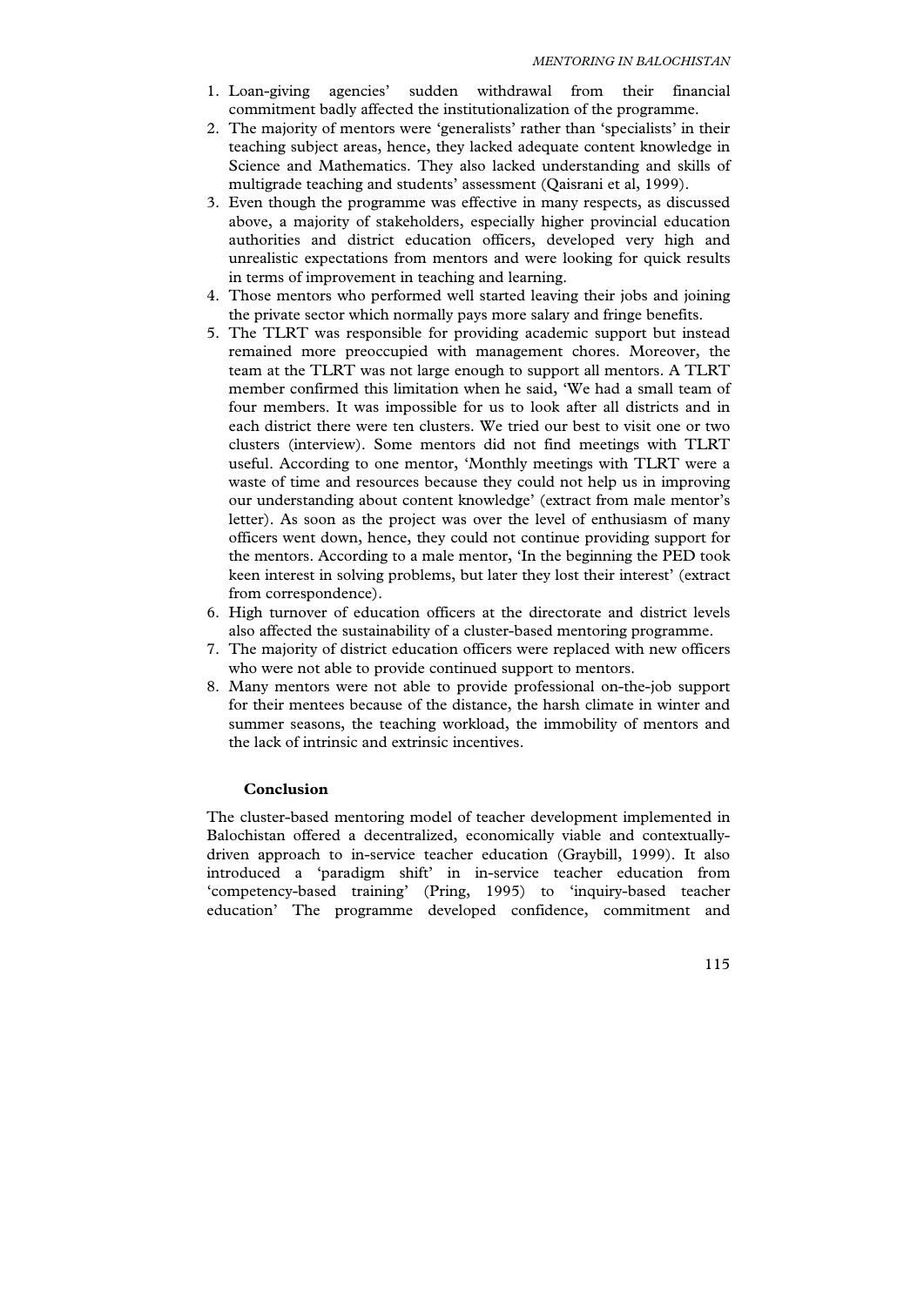1. Loan-giving agencies' sudden withdrawal from their financial commitment badly affected the institutionalization of the programme.
2. The majority of mentors were 'generalists' rather than 'specialists' in their teaching subject areas, hence, they lacked adequate content knowledge in Science and Mathematics. They also lacked understanding and skills of multigrade teaching and students' assessment (Qaisrani et al, 1999).
3. Even though the programme was effective in many respects, as discussed above, a majority of stakeholders, especially higher provincial education authorities and district education officers, developed very high and unrealistic expectations from mentors and were looking for quick results in terms of improvement in teaching and learning.
4. Those mentors who performed well started leaving their jobs and joining the private sector which normally pays more salary and fringe benefits.
5. The TLRT was responsible for providing academic support but instead remained more preoccupied with management chores. Moreover, the team at the TLRT was not large enough to support all mentors. A TLRT member confirmed this limitation when he said, 'We had a small team of four members. It was impossible for us to look after all districts and in each district there were ten clusters. We tried our best to visit one or two clusters (interview). Some mentors did not find meetings with TLRT useful. According to one mentor, 'Monthly meetings with TLRT were a waste of time and resources because they could not help us in improving our understanding about content knowledge' (extract from male mentor's letter). As soon as the project was over the level of enthusiasm of many officers went down, hence, they could not continue providing support for the mentors. According to a male mentor, 'In the beginning the PED took keen interest in solving problems, but later they lost their interest' (extract from correspondence).
6. High turnover of education officers at the directorate and district levels also affected the sustainability of a cluster-based mentoring programme.
7. The majority of district education officers were replaced with new officers who were not able to provide continued support to mentors.
8. Many mentors were not able to provide professional on-the-job support for their mentees because of the distance, the harsh climate in winter and summer seasons, the teaching workload, the immobility of mentors and the lack of intrinsic and extrinsic incentives.

## Conclusion

The cluster-based mentoring model of teacher development implemented in Balochistan offered a decentralized, economically viable and contextually-driven approach to in-service teacher education (Graybill, 1999). It also introduced a 'paradigm shift' in in-service teacher education from 'competency-based training' (Pring, 1995) to 'inquiry-based teacher education' The programme developed confidence, commitment and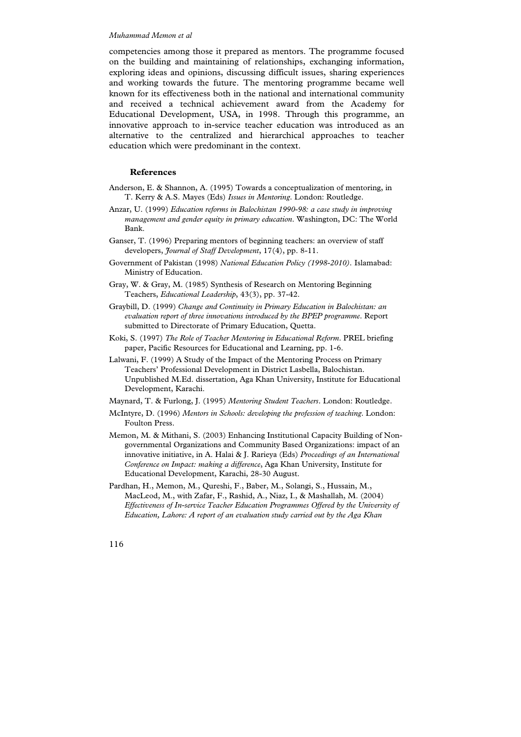competencies among those it prepared as mentors. The programme focused on the building and maintaining of relationships, exchanging information, exploring ideas and opinions, discussing difficult issues, sharing experiences and working towards the future. The mentoring programme became well known for its effectiveness both in the national and international community and received a technical achievement award from the Academy for Educational Development, USA, in 1998. Through this programme, an innovative approach to in-service teacher education was introduced as an alternative to the centralized and hierarchical approaches to teacher education which were predominant in the context.

## References

Anderson, E. & Shannon, A. (1995) Towards a conceptualization of mentoring, in T. Kerry & A.S. Mayes (Eds) *Issues in Mentoring*. London: Routledge.

Anzar, U. (1999) *Education reforms in Balochistan 1990-98: a case study in improving management and gender equity in primary education*. Washington, DC: The World Bank.

Ganser, T. (1996) Preparing mentors of beginning teachers: an overview of staff developers, *Journal of Staff Development*, 17(4), pp. 8-11.

Government of Pakistan (1998) *National Education Policy (1998-2010)*. Islamabad: Ministry of Education.

Gray, W. & Gray, M. (1985) Synthesis of Research on Mentoring Beginning Teachers, *Educational Leadership*, 43(3), pp. 37-42.

Graybill, D. (1999) *Change and Continuity in Primary Education in Balochistan: an evaluation report of three innovations introduced by the BPEP programme*. Report submitted to Directorate of Primary Education, Quetta.

Koki, S. (1997) *The Role of Teacher Mentoring in Educational Reform*. PREL briefing paper, Pacific Resources for Educational and Learning, pp. 1-6.

Lalwani, F. (1999) A Study of the Impact of the Mentoring Process on Primary Teachers' Professional Development in District Lasbella, Balochistan. Unpublished M.Ed. dissertation, Aga Khan University, Institute for Educational Development, Karachi.

Maynard, T. & Furlong, J. (1995) *Mentoring Student Teachers*. London: Routledge.

McIntyre, D. (1996) *Mentors in Schools: developing the profession of teaching*. London: Foulton Press.

Memon, M. & Mithani, S. (2003) Enhancing Institutional Capacity Building of Non-governmental Organizations and Community Based Organizations: impact of an innovative initiative, in A. Halai & J. Rarieya (Eds) *Proceedings of an International Conference on Impact: making a difference*, Aga Khan University, Institute for Educational Development, Karachi, 28-30 August.

Pardhan, H., Memon, M., Qureshi, F., Baber, M., Solangi, S., Hussain, M., MacLeod, M., with Zafar, F., Rashid, A., Niaz, I., & Mashallah, M. (2004) *Effectiveness of In-service Teacher Education Programmes Offered by the University of Education, Lahore: A report of an evaluation study carried out by the Aga Khan*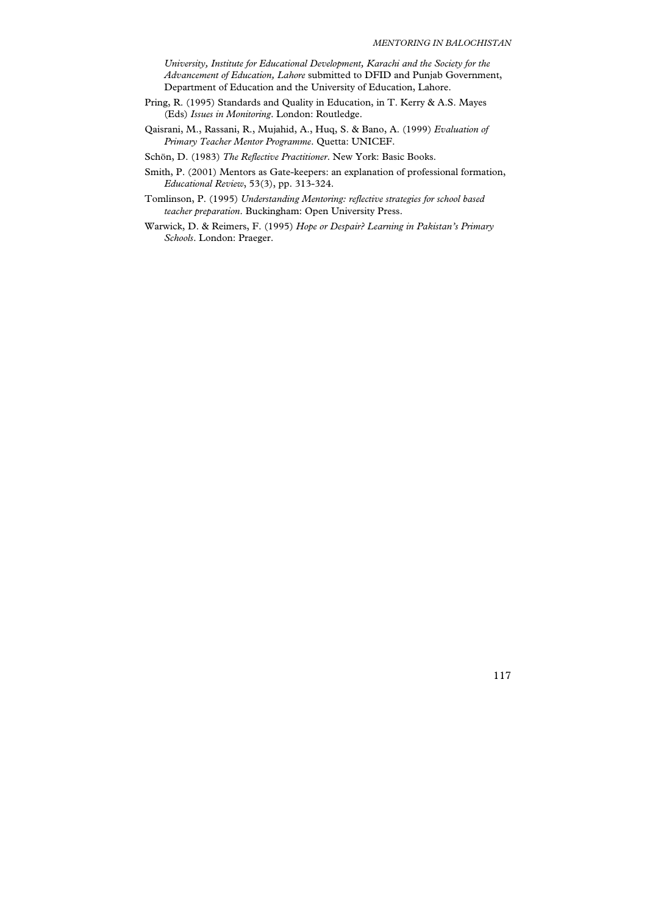*University, Institute for Educational Development, Karachi and the Society for the Advancement of Education, Lahore* submitted to DFID and Punjab Government, Department of Education and the University of Education, Lahore.

Pring, R. (1995) Standards and Quality in Education, in T. Kerry & A.S. Mayes (Eds) *Issues in Monitoring*. London: Routledge.

Qaisrani, M., Rassani, R., Mujahid, A., Huq, S. & Bano, A. (1999) *Evaluation of Primary Teacher Mentor Programme*. Quetta: UNICEF.

Schön, D. (1983) *The Reflective Practitioner*. New York: Basic Books.

Smith, P. (2001) Mentors as Gate-keepers: an explanation of professional formation, *Educational Review*, 53(3), pp. 313-324.

Tomlinson, P. (1995) *Understanding Mentoring: reflective strategies for school based teacher preparation*. Buckingham: Open University Press.

Warwick, D. & Reimers, F. (1995) *Hope or Despair? Learning in Pakistan's Primary Schools*. London: Praeger.